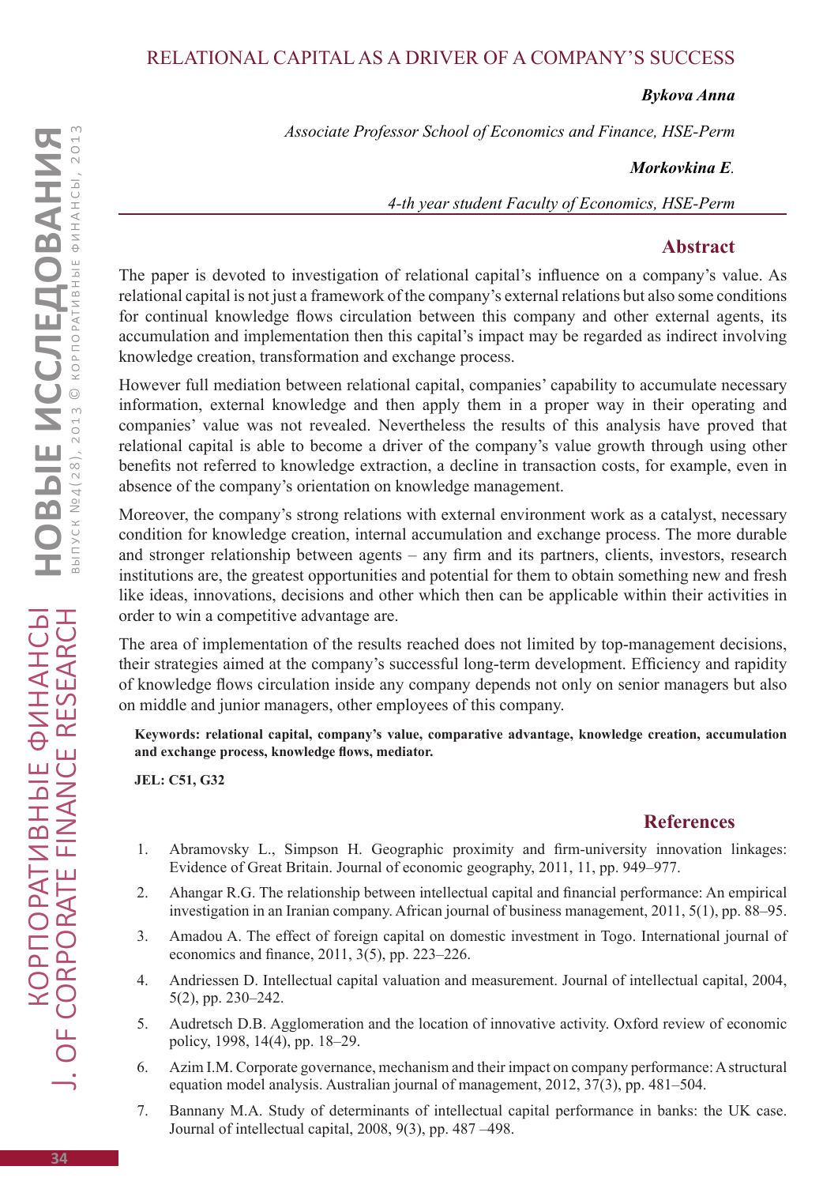# RELATIONAL CAPITAL AS A DRIVER OF A COMPANY'S SUCCESS

***Bykova Anna***

*Associate Professor School of Economics and Finance, HSE-Perm*

***Morkovkina E.***

*4-th year student Faculty of Economics, HSE-Perm*

## Abstract

The paper is devoted to investigation of relational capital's influence on a company's value. As relational capital is not just a framework of the company's external relations but also some conditions for continual knowledge flows circulation between this company and other external agents, its accumulation and implementation then this capital's impact may be regarded as indirect involving knowledge creation, transformation and exchange process.

However full mediation between relational capital, companies' capability to accumulate necessary information, external knowledge and then apply them in a proper way in their operating and companies' value was not revealed. Nevertheless the results of this analysis have proved that relational capital is able to become a driver of the company's value growth through using other benefits not referred to knowledge extraction, a decline in transaction costs, for example, even in absence of the company's orientation on knowledge management.

Moreover, the company's strong relations with external environment work as a catalyst, necessary condition for knowledge creation, internal accumulation and exchange process. The more durable and stronger relationship between agents – any firm and its partners, clients, investors, research institutions are, the greatest opportunities and potential for them to obtain something new and fresh like ideas, innovations, decisions and other which then can be applicable within their activities in order to win a competitive advantage are.

The area of implementation of the results reached does not limited by top-management decisions, their strategies aimed at the company's successful long-term development. Efficiency and rapidity of knowledge flows circulation inside any company depends not only on senior managers but also on middle and junior managers, other employees of this company.

**Keywords: relational capital, company's value, comparative advantage, knowledge creation, accumulation and exchange process, knowledge flows, mediator.**

**JEL: C51, G32**

## References

1. Abramovsky L., Simpson H. Geographic proximity and firm-university innovation linkages: Evidence of Great Britain. Journal of economic geography, 2011, 11, pp. 949–977.
2. Ahangar R.G. The relationship between intellectual capital and financial performance: An empirical investigation in an Iranian company. African journal of business management, 2011, 5(1), pp. 88–95.
3. Amadou A. The effect of foreign capital on domestic investment in Togo. International journal of economics and finance, 2011, 3(5), pp. 223–226.
4. Andriessen D. Intellectual capital valuation and measurement. Journal of intellectual capital, 2004, 5(2), pp. 230–242.
5. Audretsch D.B. Agglomeration and the location of innovative activity. Oxford review of economic policy, 1998, 14(4), pp. 18–29.
6. Azim I.M. Corporate governance, mechanism and their impact on company performance: A structural equation model analysis. Australian journal of management, 2012, 37(3), pp. 481–504.
7. Bannany M.A. Study of determinants of intellectual capital performance in banks: the UK case. Journal of intellectual capital, 2008, 9(3), pp. 487 –498.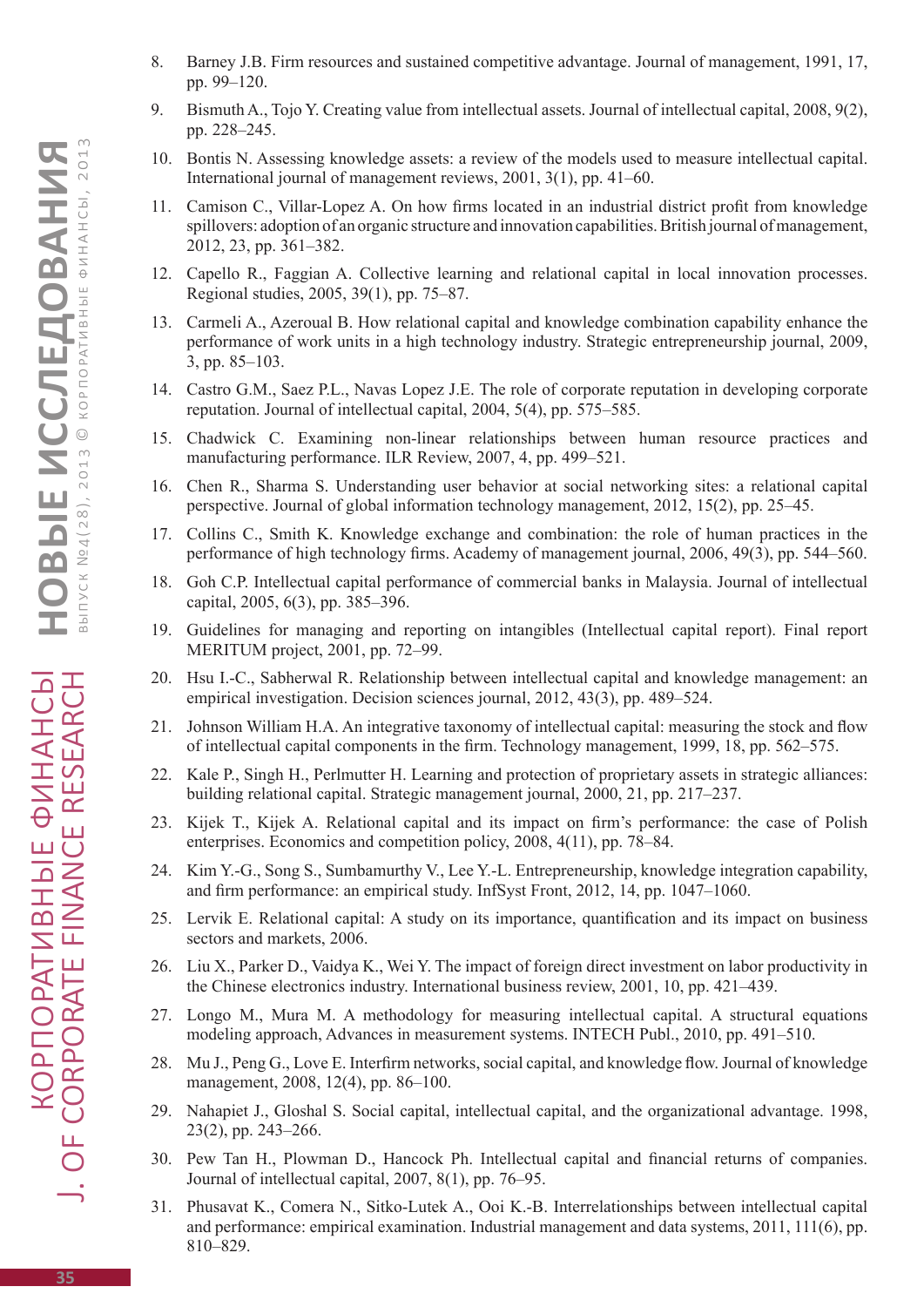8. Barney J.B. Firm resources and sustained competitive advantage. Journal of management, 1991, 17, pp. 99–120.
9. Bismuth A., Tojo Y. Creating value from intellectual assets. Journal of intellectual capital, 2008, 9(2), pp. 228–245.
10. Bontis N. Assessing knowledge assets: a review of the models used to measure intellectual capital. International journal of management reviews, 2001, 3(1), pp. 41–60.
11. Camison C., Villar-Lopez A. On how firms located in an industrial district profit from knowledge spillovers: adoption of an organic structure and innovation capabilities. British journal of management, 2012, 23, pp. 361–382.
12. Capello R., Faggian A. Collective learning and relational capital in local innovation processes. Regional studies, 2005, 39(1), pp. 75–87.
13. Carmeli A., Azeroual B. How relational capital and knowledge combination capability enhance the performance of work units in a high technology industry. Strategic entrepreneurship journal, 2009, 3, pp. 85–103.
14. Castro G.M., Saez P.L., Navas Lopez J.E. The role of corporate reputation in developing corporate reputation. Journal of intellectual capital, 2004, 5(4), pp. 575–585.
15. Chadwick C. Examining non-linear relationships between human resource practices and manufacturing performance. ILR Review, 2007, 4, pp. 499–521.
16. Chen R., Sharma S. Understanding user behavior at social networking sites: a relational capital perspective. Journal of global information technology management, 2012, 15(2), pp. 25–45.
17. Collins C., Smith K. Knowledge exchange and combination: the role of human practices in the performance of high technology firms. Academy of management journal, 2006, 49(3), pp. 544–560.
18. Goh C.P. Intellectual capital performance of commercial banks in Malaysia. Journal of intellectual capital, 2005, 6(3), pp. 385–396.
19. Guidelines for managing and reporting on intangibles (Intellectual capital report). Final report MERITUM project, 2001, pp. 72–99.
20. Hsu I.-C., Sabherwal R. Relationship between intellectual capital and knowledge management: an empirical investigation. Decision sciences journal, 2012, 43(3), pp. 489–524.
21. Johnson William H.A. An integrative taxonomy of intellectual capital: measuring the stock and flow of intellectual capital components in the firm. Technology management, 1999, 18, pp. 562–575.
22. Kale P., Singh H., Perlmutter H. Learning and protection of proprietary assets in strategic alliances: building relational capital. Strategic management journal, 2000, 21, pp. 217–237.
23. Kijek T., Kijek A. Relational capital and its impact on firm's performance: the case of Polish enterprises. Economics and competition policy, 2008, 4(11), pp. 78–84.
24. Kim Y.-G., Song S., Sumbamurthy V., Lee Y.-L. Entrepreneurship, knowledge integration capability, and firm performance: an empirical study. InfSyst Front, 2012, 14, pp. 1047–1060.
25. Lervik E. Relational capital: A study on its importance, quantification and its impact on business sectors and markets, 2006.
26. Liu X., Parker D., Vaidya K., Wei Y. The impact of foreign direct investment on labor productivity in the Chinese electronics industry. International business review, 2001, 10, pp. 421–439.
27. Longo M., Mura M. A methodology for measuring intellectual capital. A structural equations modeling approach, Advances in measurement systems. INTECH Publ., 2010, pp. 491–510.
28. Mu J., Peng G., Love E. Interfirm networks, social capital, and knowledge flow. Journal of knowledge management, 2008, 12(4), pp. 86–100.
29. Nahapiet J., Gloshal S. Social capital, intellectual capital, and the organizational advantage. 1998, 23(2), pp. 243–266.
30. Pew Tan H., Plowman D., Hancock Ph. Intellectual capital and financial returns of companies. Journal of intellectual capital, 2007, 8(1), pp. 76–95.
31. Phusavat K., Comera N., Sitko-Lutek A., Ooi K.-B. Interrelationships between intellectual capital and performance: empirical examination. Industrial management and data systems, 2011, 111(6), pp. 810–829.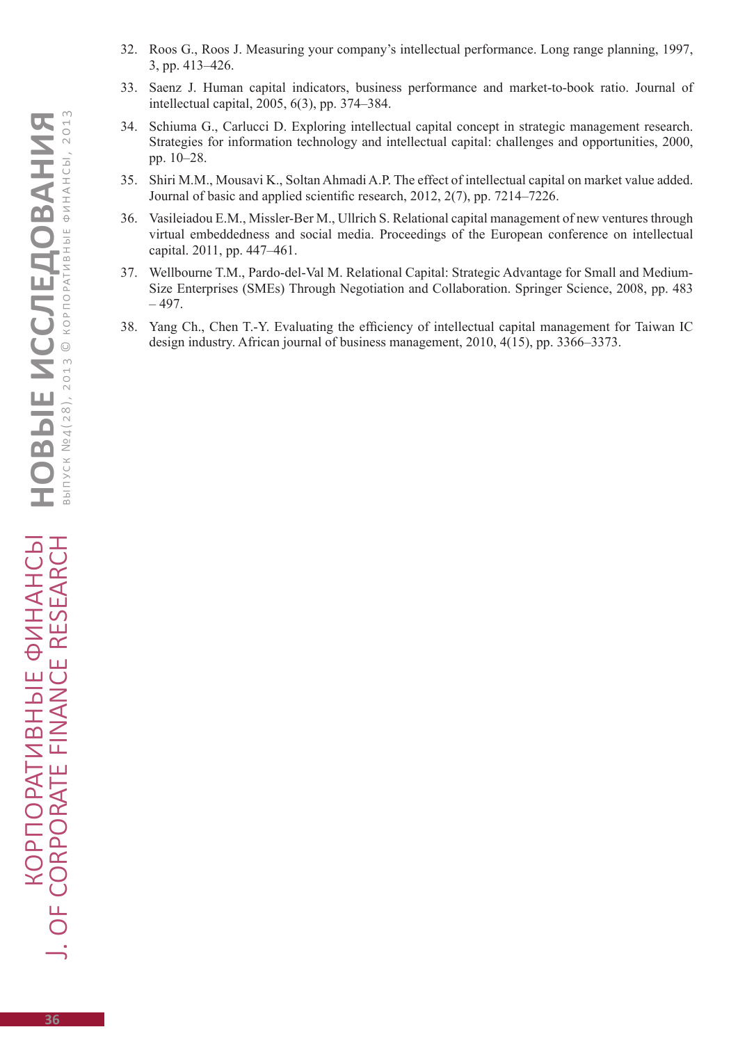32. Roos G., Roos J. Measuring your company's intellectual performance. Long range planning, 1997, 3, pp. 413–426.
33. Saenz J. Human capital indicators, business performance and market-to-book ratio. Journal of intellectual capital, 2005, 6(3), pp. 374–384.
34. Schiuma G., Carlucci D. Exploring intellectual capital concept in strategic management research. Strategies for information technology and intellectual capital: challenges and opportunities, 2000, pp. 10–28.
35. Shiri M.M., Mousavi K., Soltan Ahmadi A.P. The effect of intellectual capital on market value added. Journal of basic and applied scientific research, 2012, 2(7), pp. 7214–7226.
36. Vasileiadou E.M., Missler-Ber M., Ullrich S. Relational capital management of new ventures through virtual embeddedness and social media. Proceedings of the European conference on intellectual capital. 2011, pp. 447–461.
37. Wellbourne T.M., Pardo-del-Val M. Relational Capital: Strategic Advantage for Small and Medium-Size Enterprises (SMEs) Through Negotiation and Collaboration. Springer Science, 2008, pp. 483 – 497.
38. Yang Ch., Chen T.-Y. Evaluating the efficiency of intellectual capital management for Taiwan IC design industry. African journal of business management, 2010, 4(15), pp. 3366–3373.